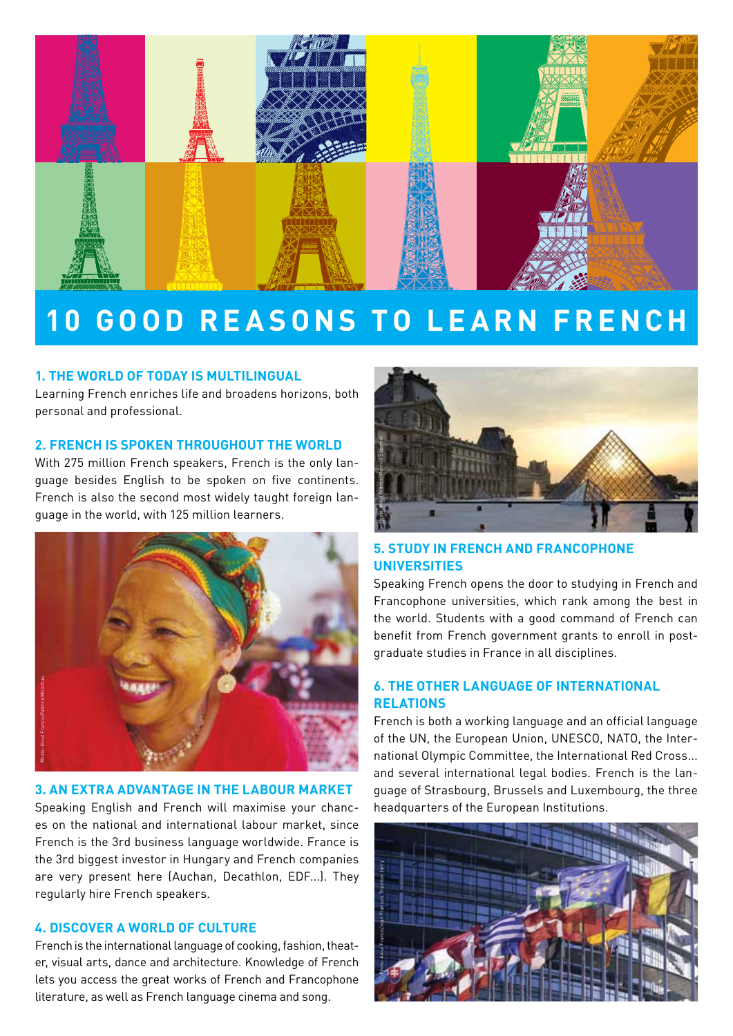# 10 GOOD REASONS TO LEARN FRENCH

### 1. THE WORLD OF TODAY IS MULTILINGUAL

Learning French enriches life and broadens horizons, both personal and professional.

### 2. FRENCH IS SPOKEN THROUGHOUT THE WORLD

With 275 million French speakers, French is the only language besides English to be spoken on five continents. French is also the second most widely taught foreign language in the world, with 125 million learners.

Photo: Atout France/Fabrice Milochau

### 3. AN EXTRA ADVANTAGE IN THE LABOUR MARKET

Speaking English and French will maximise your chances on the national and international labour market, since French is the 3rd business language worldwide. France is the 3rd biggest investor in Hungary and French companies are very present here (Auchan, Decathlon, EDF...). They regularly hire French speakers.

### 4. DISCOVER A WORLD OF CULTURE

French is the international language of cooking, fashion, theater, visual arts, dance and architecture. Knowledge of French lets you access the great works of French and Francophone literature, as well as French language cinema and song.

Photo: Atout France/Maurice Subervie

### 5. STUDY IN FRENCH AND FRANCOPHONE UNIVERSITIES

Speaking French opens the door to studying in French and Francophone universities, which rank among the best in the world. Students with a good command of French can benefit from French government grants to enroll in postgraduate studies in France in all disciplines.

### 6. THE OTHER LANGUAGE OF INTERNATIONAL RELATIONS

French is both a working language and an official language of the UN, the European Union, UNESCO, NATO, the International Olympic Committee, the International Red Cross... and several international legal bodies. French is the language of Strasbourg, Brussels and Luxembourg, the three headquarters of the European Institutions.

Photo: Atout France/Jean François Tripelon-Jarry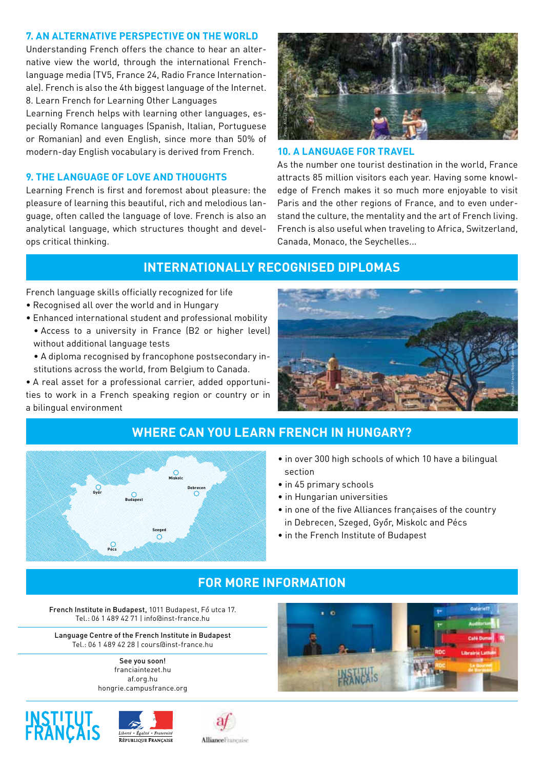### 7. AN ALTERNATIVE PERSPECTIVE ON THE WORLD

Understanding French offers the chance to hear an alternative view the world, through the international French-language media (TV5, France 24, Radio France Internationale). French is also the 4th biggest language of the Internet.

8. Learn French for Learning Other Languages

Learning French helps with learning other languages, especially Romance languages (Spanish, Italian, Portuguese or Romanian) and even English, since more than 50% of modern-day English vocabulary is derived from French.

### 9. THE LANGUAGE OF LOVE AND THOUGHTS

Learning French is first and foremost about pleasure: the pleasure of learning this beautiful, rich and melodious language, often called the language of love. French is also an analytical language, which structures thought and develops critical thinking.

### 10. A LANGUAGE FOR TRAVEL

As the number one tourist destination in the world, France attracts 85 million visitors each year. Having some knowledge of French makes it so much more enjoyable to visit Paris and the other regions of France, and to even understand the culture, the mentality and the art of French living. French is also useful when traveling to Africa, Switzerland, Canada, Monaco, the Seychelles...

## INTERNATIONALLY RECOGNISED DIPLOMAS

French language skills officially recognized for life

- Recognised all over the world and in Hungary
- Enhanced international student and professional mobility
  - Access to a university in France (B2 or higher level) without additional language tests
  - A diploma recognised by francophone postsecondary institutions across the world, from Belgium to Canada.
- A real asset for a professional carrier, added opportunities to work in a French speaking region or country or in a bilingual environment

## WHERE CAN YOU LEARN FRENCH IN HUNGARY?

Miskolc
Győr
Budapest
Debrecen
Szeged
Pécs

- in over 300 high schools of which 10 have a bilingual section
- in 45 primary schools
- in Hungarian universities
- in one of the five Alliances françaises of the country in Debrecen, Szeged, Győr, Miskolc and Pécs
- in the French Institute of Budapest

## FOR MORE INFORMATION

**French Institute in Budapest,** 1011 Budapest, Fő utca 17.
Tel.: 06 1 489 42 71 | info@inst-france.hu

Language Centre of the French Institute in Budapest
Tel.: 06 1 489 42 28 | cours@inst-france.hu

See you soon!
franciaintezet.hu
af.org.hu
hongrie.campusfrance.org

INSTITUT FRANÇAIS

Liberté • Égalité • Fraternité
RÉPUBLIQUE FRANÇAISE

Alliance Française